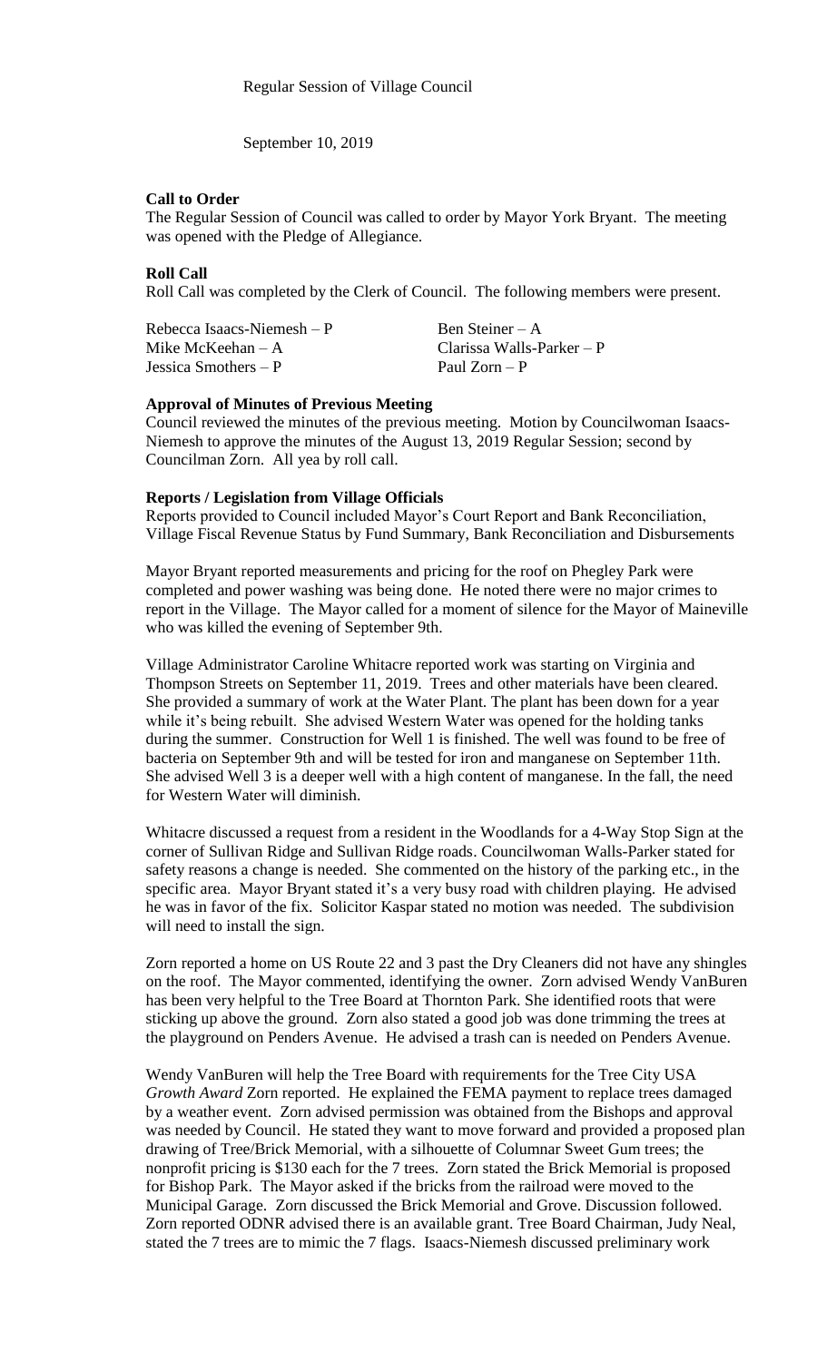Regular Session of Village Council

September 10, 2019

**Call to Order**

The Regular Session of Council was called to order by Mayor York Bryant. The meeting was opened with the Pledge of Allegiance.

**Roll Call**

Roll Call was completed by the Clerk of Council. The following members were present.

| | |
|---|---|
| Rebecca Isaacs-Niemesh – P | Ben Steiner – A |
| Mike McKeehan – A | Clarissa Walls-Parker – P |
| Jessica Smothers – P | Paul Zorn – P |

**Approval of Minutes of Previous Meeting**

Council reviewed the minutes of the previous meeting. Motion by Councilwoman Isaacs-Niemesh to approve the minutes of the August 13, 2019 Regular Session; second by Councilman Zorn. All yea by roll call.

**Reports / Legislation from Village Officials**

Reports provided to Council included Mayor's Court Report and Bank Reconciliation, Village Fiscal Revenue Status by Fund Summary, Bank Reconciliation and Disbursements

Mayor Bryant reported measurements and pricing for the roof on Phegley Park were completed and power washing was being done. He noted there were no major crimes to report in the Village. The Mayor called for a moment of silence for the Mayor of Maineville who was killed the evening of September 9th.

Village Administrator Caroline Whitacre reported work was starting on Virginia and Thompson Streets on September 11, 2019. Trees and other materials have been cleared. She provided a summary of work at the Water Plant. The plant has been down for a year while it's being rebuilt. She advised Western Water was opened for the holding tanks during the summer. Construction for Well 1 is finished. The well was found to be free of bacteria on September 9th and will be tested for iron and manganese on September 11th. She advised Well 3 is a deeper well with a high content of manganese. In the fall, the need for Western Water will diminish.

Whitacre discussed a request from a resident in the Woodlands for a 4-Way Stop Sign at the corner of Sullivan Ridge and Sullivan Ridge roads. Councilwoman Walls-Parker stated for safety reasons a change is needed. She commented on the history of the parking etc., in the specific area. Mayor Bryant stated it's a very busy road with children playing. He advised he was in favor of the fix. Solicitor Kaspar stated no motion was needed. The subdivision will need to install the sign.

Zorn reported a home on US Route 22 and 3 past the Dry Cleaners did not have any shingles on the roof. The Mayor commented, identifying the owner. Zorn advised Wendy VanBuren has been very helpful to the Tree Board at Thornton Park. She identified roots that were sticking up above the ground. Zorn also stated a good job was done trimming the trees at the playground on Penders Avenue. He advised a trash can is needed on Penders Avenue.

Wendy VanBuren will help the Tree Board with requirements for the Tree City USA *Growth Award* Zorn reported. He explained the FEMA payment to replace trees damaged by a weather event. Zorn advised permission was obtained from the Bishops and approval was needed by Council. He stated they want to move forward and provided a proposed plan drawing of Tree/Brick Memorial, with a silhouette of Columnar Sweet Gum trees; the nonprofit pricing is $130 each for the 7 trees. Zorn stated the Brick Memorial is proposed for Bishop Park. The Mayor asked if the bricks from the railroad were moved to the Municipal Garage. Zorn discussed the Brick Memorial and Grove. Discussion followed. Zorn reported ODNR advised there is an available grant. Tree Board Chairman, Judy Neal, stated the 7 trees are to mimic the 7 flags. Isaacs-Niemesh discussed preliminary work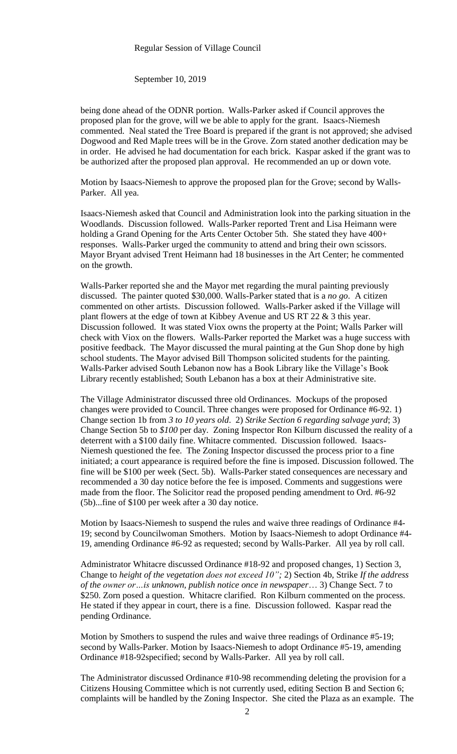being done ahead of the ODNR portion. Walls-Parker asked if Council approves the proposed plan for the grove, will we be able to apply for the grant. Isaacs-Niemesh commented. Neal stated the Tree Board is prepared if the grant is not approved; she advised Dogwood and Red Maple trees will be in the Grove. Zorn stated another dedication may be in order. He advised he had documentation for each brick. Kaspar asked if the grant was to be authorized after the proposed plan approval. He recommended an up or down vote.

Motion by Isaacs-Niemesh to approve the proposed plan for the Grove; second by Walls-Parker. All yea.

Isaacs-Niemesh asked that Council and Administration look into the parking situation in the Woodlands. Discussion followed. Walls-Parker reported Trent and Lisa Heimann were holding a Grand Opening for the Arts Center October 5th. She stated they have 400+ responses. Walls-Parker urged the community to attend and bring their own scissors. Mayor Bryant advised Trent Heimann had 18 businesses in the Art Center; he commented on the growth.

Walls-Parker reported she and the Mayor met regarding the mural painting previously discussed. The painter quoted \$30,000. Walls-Parker stated that is a *no go*. A citizen commented on other artists. Discussion followed. Walls-Parker asked if the Village will plant flowers at the edge of town at Kibbey Avenue and US RT 22 & 3 this year. Discussion followed. It was stated Viox owns the property at the Point; Walls Parker will check with Viox on the flowers. Walls-Parker reported the Market was a huge success with positive feedback. The Mayor discussed the mural painting at the Gun Shop done by high school students. The Mayor advised Bill Thompson solicited students for the painting. Walls-Parker advised South Lebanon now has a Book Library like the Village's Book Library recently established; South Lebanon has a box at their Administrative site.

The Village Administrator discussed three old Ordinances. Mockups of the proposed changes were provided to Council. Three changes were proposed for Ordinance #6-92. 1) Change section 1b from *3 to 10 years old*. 2) *Strike Section 6 regarding salvage yard*; 3) Change Section 5b to *\$100* per day. Zoning Inspector Ron Kilburn discussed the reality of a deterrent with a \$100 daily fine. Whitacre commented. Discussion followed. Isaacs-Niemesh questioned the fee. The Zoning Inspector discussed the process prior to a fine initiated; a court appearance is required before the fine is imposed. Discussion followed. The fine will be \$100 per week (Sect. 5b). Walls-Parker stated consequences are necessary and recommended a 30 day notice before the fee is imposed. Comments and suggestions were made from the floor. The Solicitor read the proposed pending amendment to Ord. #6-92 (5b)...fine of \$100 per week after a 30 day notice.

Motion by Isaacs-Niemesh to suspend the rules and waive three readings of Ordinance #4-19; second by Councilwoman Smothers. Motion by Isaacs-Niemesh to adopt Ordinance #4-19, amending Ordinance #6-92 as requested; second by Walls-Parker. All yea by roll call.

Administrator Whitacre discussed Ordinance #18-92 and proposed changes, 1) Section 3, Change to *height of the vegetation does not exceed 10";* 2) Section 4b, Strike *If the address of the owner or…is unknown, publish notice once in newspaper*… 3) Change Sect. 7 to \$250. Zorn posed a question. Whitacre clarified. Ron Kilburn commented on the process. He stated if they appear in court, there is a fine. Discussion followed. Kaspar read the pending Ordinance.

Motion by Smothers to suspend the rules and waive three readings of Ordinance #5-19; second by Walls-Parker. Motion by Isaacs-Niemesh to adopt Ordinance #5-19, amending Ordinance #18-92specified; second by Walls-Parker. All yea by roll call.

The Administrator discussed Ordinance #10-98 recommending deleting the provision for a Citizens Housing Committee which is not currently used, editing Section B and Section 6; complaints will be handled by the Zoning Inspector. She cited the Plaza as an example. The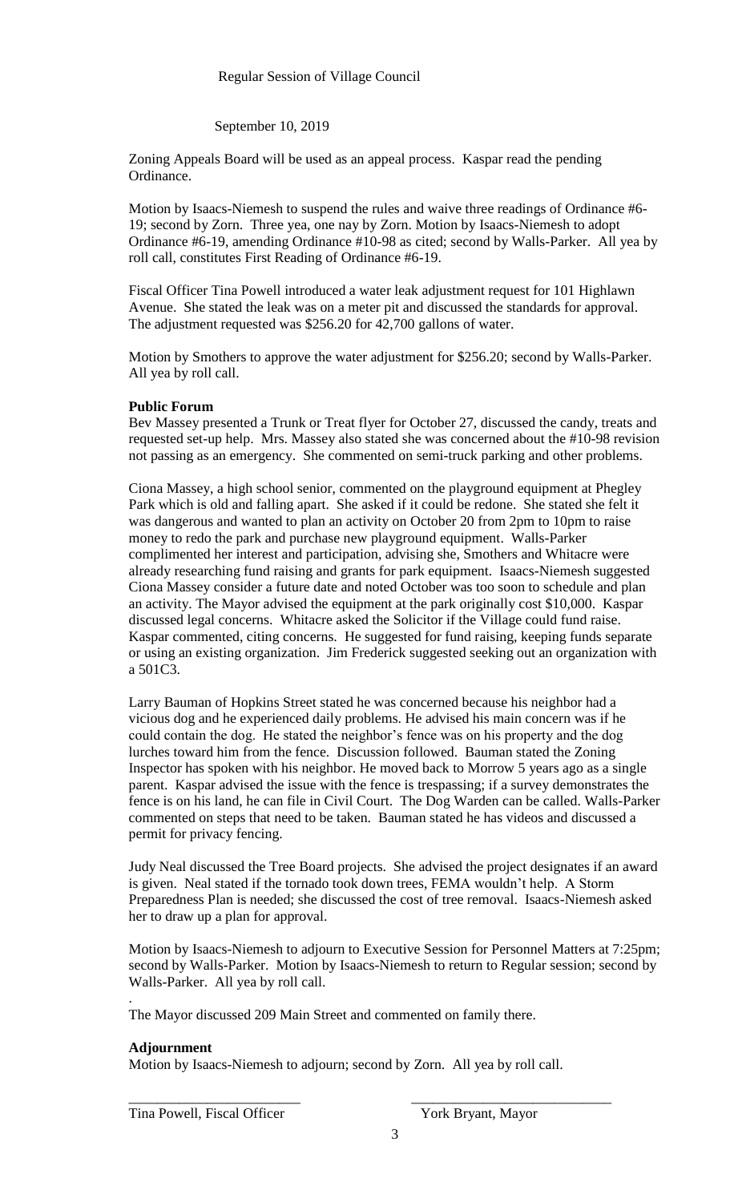Regular Session of Village Council

September 10, 2019

Zoning Appeals Board will be used as an appeal process. Kaspar read the pending Ordinance.

Motion by Isaacs-Niemesh to suspend the rules and waive three readings of Ordinance #6-19; second by Zorn. Three yea, one nay by Zorn. Motion by Isaacs-Niemesh to adopt Ordinance #6-19, amending Ordinance #10-98 as cited; second by Walls-Parker. All yea by roll call, constitutes First Reading of Ordinance #6-19.

Fiscal Officer Tina Powell introduced a water leak adjustment request for 101 Highlawn Avenue. She stated the leak was on a meter pit and discussed the standards for approval. The adjustment requested was $256.20 for 42,700 gallons of water.

Motion by Smothers to approve the water adjustment for $256.20; second by Walls-Parker. All yea by roll call.

**Public Forum**

Bev Massey presented a Trunk or Treat flyer for October 27, discussed the candy, treats and requested set-up help. Mrs. Massey also stated she was concerned about the #10-98 revision not passing as an emergency. She commented on semi-truck parking and other problems.

Ciona Massey, a high school senior, commented on the playground equipment at Phegley Park which is old and falling apart. She asked if it could be redone. She stated she felt it was dangerous and wanted to plan an activity on October 20 from 2pm to 10pm to raise money to redo the park and purchase new playground equipment. Walls-Parker complimented her interest and participation, advising she, Smothers and Whitacre were already researching fund raising and grants for park equipment. Isaacs-Niemesh suggested Ciona Massey consider a future date and noted October was too soon to schedule and plan an activity. The Mayor advised the equipment at the park originally cost $10,000. Kaspar discussed legal concerns. Whitacre asked the Solicitor if the Village could fund raise. Kaspar commented, citing concerns. He suggested for fund raising, keeping funds separate or using an existing organization. Jim Frederick suggested seeking out an organization with a 501C3.

Larry Bauman of Hopkins Street stated he was concerned because his neighbor had a vicious dog and he experienced daily problems. He advised his main concern was if he could contain the dog. He stated the neighbor's fence was on his property and the dog lurches toward him from the fence. Discussion followed. Bauman stated the Zoning Inspector has spoken with his neighbor. He moved back to Morrow 5 years ago as a single parent. Kaspar advised the issue with the fence is trespassing; if a survey demonstrates the fence is on his land, he can file in Civil Court. The Dog Warden can be called. Walls-Parker commented on steps that need to be taken. Bauman stated he has videos and discussed a permit for privacy fencing.

Judy Neal discussed the Tree Board projects. She advised the project designates if an award is given. Neal stated if the tornado took down trees, FEMA wouldn't help. A Storm Preparedness Plan is needed; she discussed the cost of tree removal. Isaacs-Niemesh asked her to draw up a plan for approval.

Motion by Isaacs-Niemesh to adjourn to Executive Session for Personnel Matters at 7:25pm; second by Walls-Parker. Motion by Isaacs-Niemesh to return to Regular session; second by Walls-Parker. All yea by roll call.

The Mayor discussed 209 Main Street and commented on family there.

**Adjournment**

Motion by Isaacs-Niemesh to adjourn; second by Zorn. All yea by roll call.

\_\_\_\_\_\_\_\_\_\_\_\_\_\_\_\_\_\_\_\_\_\_\_\_\_ \_\_\_\_\_\_\_\_\_\_\_\_\_\_\_\_\_\_\_\_\_\_\_\_\_\_\_\_\_

Tina Powell, Fiscal Officer York Bryant, Mayor